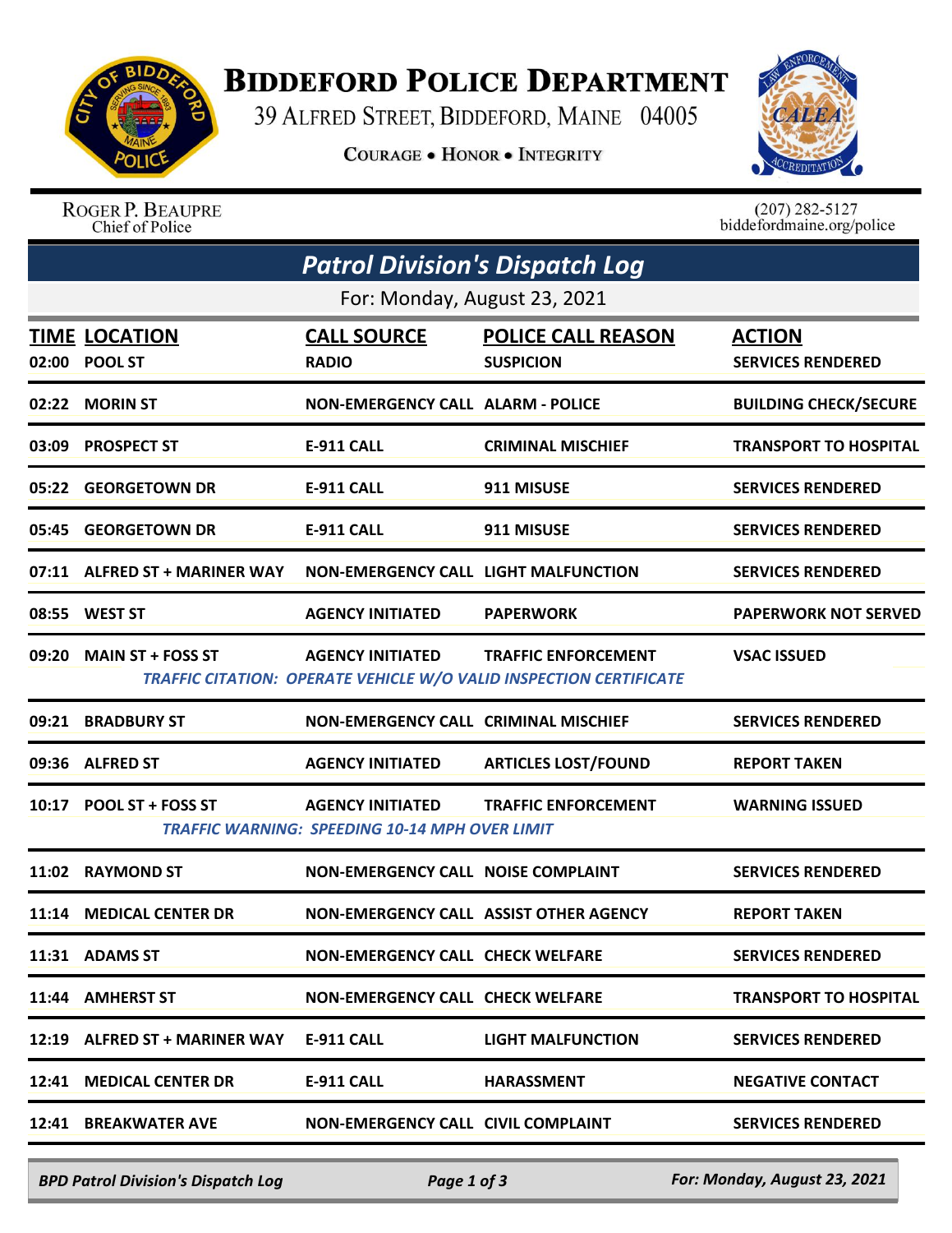# Biddeford Police Department

39 Alfred Street, Biddeford, Maine 04005

Courage • Honor • Integrity

Roger P. Beaupre
Chief of Police

(207) 282-5127
biddefordmaine.org/police

## Patrol Division's Dispatch Log

For: Monday, August 23, 2021

| TIME | LOCATION | CALL SOURCE | POLICE CALL REASON | ACTION |
|---|---|---|---|---|
| 02:00 | POOL ST | RADIO | SUSPICION | SERVICES RENDERED |
| 02:22 | MORIN ST | NON-EMERGENCY CALL | ALARM - POLICE | BUILDING CHECK/SECURE |
| 03:09 | PROSPECT ST | E-911 CALL | CRIMINAL MISCHIEF | TRANSPORT TO HOSPITAL |
| 05:22 | GEORGETOWN DR | E-911 CALL | 911 MISUSE | SERVICES RENDERED |
| 05:45 | GEORGETOWN DR | E-911 CALL | 911 MISUSE | SERVICES RENDERED |
| 07:11 | ALFRED ST + MARINER WAY | NON-EMERGENCY CALL | LIGHT MALFUNCTION | SERVICES RENDERED |
| 08:55 | WEST ST | AGENCY INITIATED | PAPERWORK | PAPERWORK NOT SERVED |
| 09:20 | MAIN ST + FOSS ST | AGENCY INITIATED | TRAFFIC ENFORCEMENT | VSAC ISSUED |
| | *TRAFFIC CITATION: OPERATE VEHICLE W/O VALID INSPECTION CERTIFICATE* | | | |
| 09:21 | BRADBURY ST | NON-EMERGENCY CALL | CRIMINAL MISCHIEF | SERVICES RENDERED |
| 09:36 | ALFRED ST | AGENCY INITIATED | ARTICLES LOST/FOUND | REPORT TAKEN |
| 10:17 | POOL ST + FOSS ST | AGENCY INITIATED | TRAFFIC ENFORCEMENT | WARNING ISSUED |
| | *TRAFFIC WARNING: SPEEDING 10-14 MPH OVER LIMIT* | | | |
| 11:02 | RAYMOND ST | NON-EMERGENCY CALL | NOISE COMPLAINT | SERVICES RENDERED |
| 11:14 | MEDICAL CENTER DR | NON-EMERGENCY CALL | ASSIST OTHER AGENCY | REPORT TAKEN |
| 11:31 | ADAMS ST | NON-EMERGENCY CALL | CHECK WELFARE | SERVICES RENDERED |
| 11:44 | AMHERST ST | NON-EMERGENCY CALL | CHECK WELFARE | TRANSPORT TO HOSPITAL |
| 12:19 | ALFRED ST + MARINER WAY | E-911 CALL | LIGHT MALFUNCTION | SERVICES RENDERED |
| 12:41 | MEDICAL CENTER DR | E-911 CALL | HARASSMENT | NEGATIVE CONTACT |
| 12:41 | BREAKWATER AVE | NON-EMERGENCY CALL | CIVIL COMPLAINT | SERVICES RENDERED |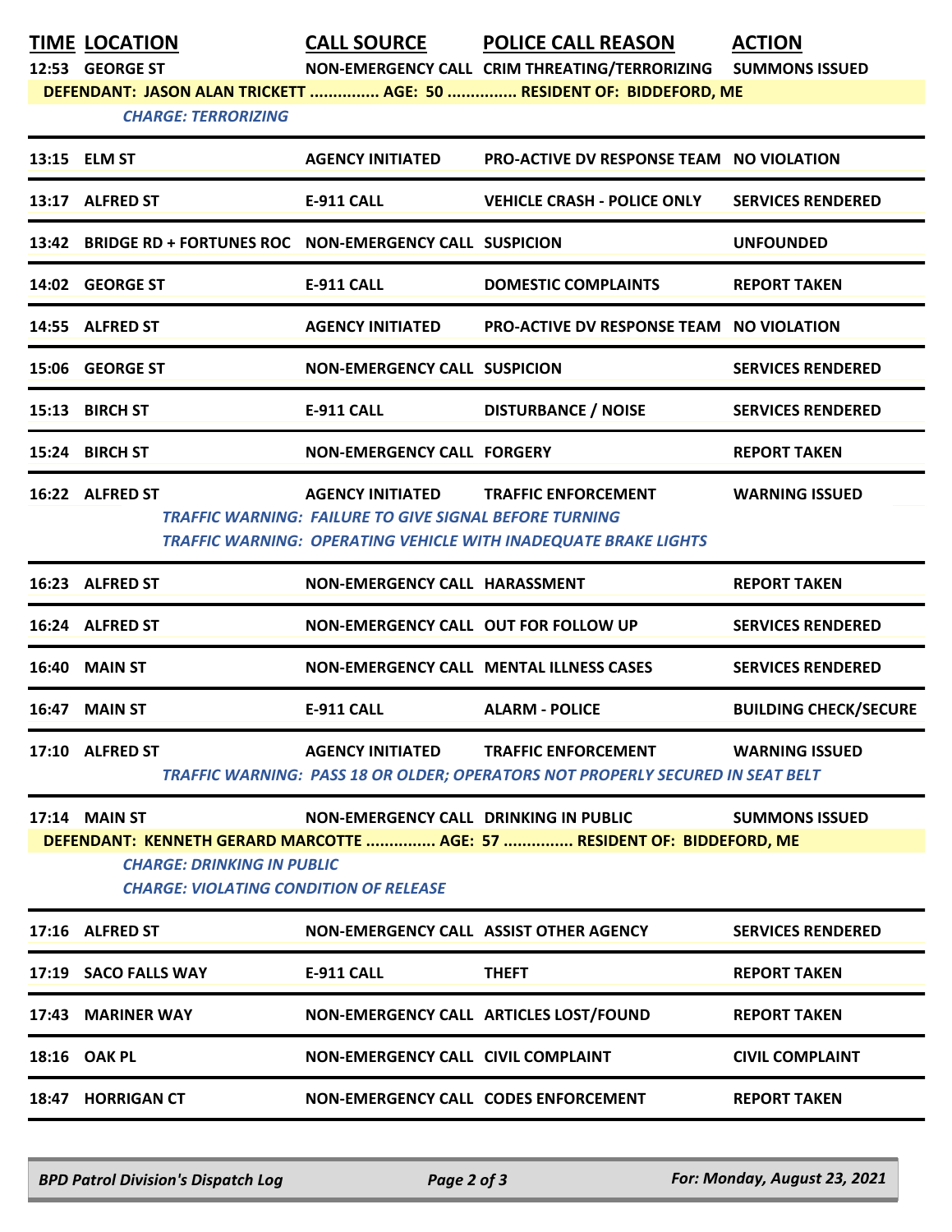| TIME | LOCATION | CALL SOURCE | POLICE CALL REASON | ACTION |
|---|---|---|---|---|
| 12:53 | GEORGE ST | NON-EMERGENCY CALL | CRIM THREATING/TERRORIZING | SUMMONS ISSUED |
| | DEFENDANT: JASON ALAN TRICKETT ............... AGE: 50 ............... RESIDENT OF: BIDDEFORD, ME | | | |
| | *CHARGE: TERRORIZING* | | | |
| 13:15 | ELM ST | AGENCY INITIATED | PRO-ACTIVE DV RESPONSE TEAM | NO VIOLATION |
| 13:17 | ALFRED ST | E-911 CALL | VEHICLE CRASH - POLICE ONLY | SERVICES RENDERED |
| 13:42 | BRIDGE RD + FORTUNES ROC | NON-EMERGENCY CALL | SUSPICION | UNFOUNDED |
| 14:02 | GEORGE ST | E-911 CALL | DOMESTIC COMPLAINTS | REPORT TAKEN |
| 14:55 | ALFRED ST | AGENCY INITIATED | PRO-ACTIVE DV RESPONSE TEAM | NO VIOLATION |
| 15:06 | GEORGE ST | NON-EMERGENCY CALL | SUSPICION | SERVICES RENDERED |
| 15:13 | BIRCH ST | E-911 CALL | DISTURBANCE / NOISE | SERVICES RENDERED |
| 15:24 | BIRCH ST | NON-EMERGENCY CALL | FORGERY | REPORT TAKEN |
| 16:22 | ALFRED ST | AGENCY INITIATED | TRAFFIC ENFORCEMENT | WARNING ISSUED |
| | | *TRAFFIC WARNING: FAILURE TO GIVE SIGNAL BEFORE TURNING* | | |
| | | *TRAFFIC WARNING: OPERATING VEHICLE WITH INADEQUATE BRAKE LIGHTS* | | |
| 16:23 | ALFRED ST | NON-EMERGENCY CALL | HARASSMENT | REPORT TAKEN |
| 16:24 | ALFRED ST | NON-EMERGENCY CALL | OUT FOR FOLLOW UP | SERVICES RENDERED |
| 16:40 | MAIN ST | NON-EMERGENCY CALL | MENTAL ILLNESS CASES | SERVICES RENDERED |
| 16:47 | MAIN ST | E-911 CALL | ALARM - POLICE | BUILDING CHECK/SECURE |
| 17:10 | ALFRED ST | AGENCY INITIATED | TRAFFIC ENFORCEMENT | WARNING ISSUED |
| | | *TRAFFIC WARNING: PASS 18 OR OLDER; OPERATORS NOT PROPERLY SECURED IN SEAT BELT* | | |
| 17:14 | MAIN ST | NON-EMERGENCY CALL | DRINKING IN PUBLIC | SUMMONS ISSUED |
| | DEFENDANT: KENNETH GERARD MARCOTTE ............... AGE: 57 ............... RESIDENT OF: BIDDEFORD, ME | | | |
| | *CHARGE: DRINKING IN PUBLIC* | | | |
| | *CHARGE: VIOLATING CONDITION OF RELEASE* | | | |
| 17:16 | ALFRED ST | NON-EMERGENCY CALL | ASSIST OTHER AGENCY | SERVICES RENDERED |
| 17:19 | SACO FALLS WAY | E-911 CALL | THEFT | REPORT TAKEN |
| 17:43 | MARINER WAY | NON-EMERGENCY CALL | ARTICLES LOST/FOUND | REPORT TAKEN |
| 18:16 | OAK PL | NON-EMERGENCY CALL | CIVIL COMPLAINT | CIVIL COMPLAINT |
| 18:47 | HORRIGAN CT | NON-EMERGENCY CALL | CODES ENFORCEMENT | REPORT TAKEN |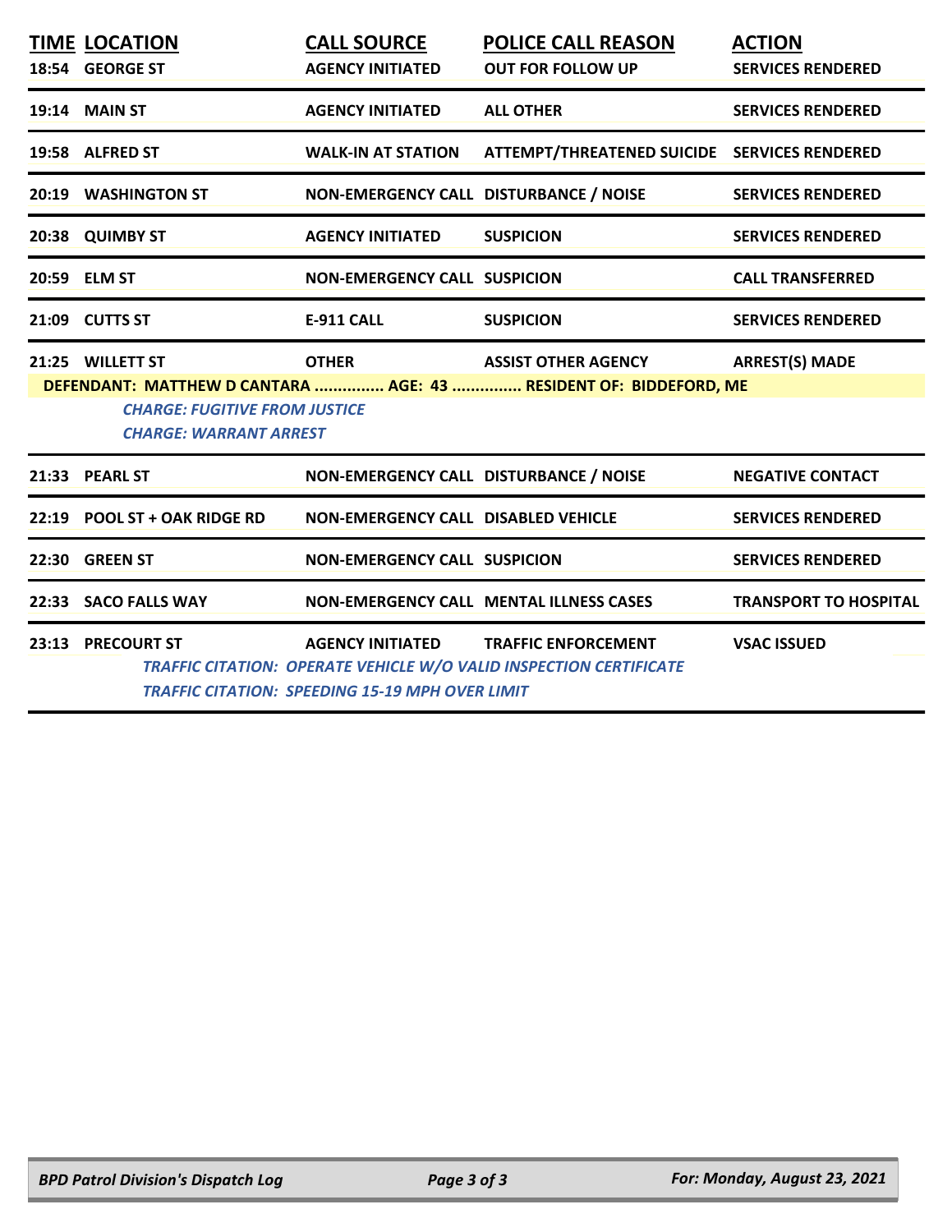| TIME | LOCATION | CALL SOURCE | POLICE CALL REASON | ACTION |
|---|---|---|---|---|
| 18:54 | GEORGE ST | AGENCY INITIATED | OUT FOR FOLLOW UP | SERVICES RENDERED |
| 19:14 | MAIN ST | AGENCY INITIATED | ALL OTHER | SERVICES RENDERED |
| 19:58 | ALFRED ST | WALK-IN AT STATION | ATTEMPT/THREATENED SUICIDE | SERVICES RENDERED |
| 20:19 | WASHINGTON ST | NON-EMERGENCY CALL | DISTURBANCE / NOISE | SERVICES RENDERED |
| 20:38 | QUIMBY ST | AGENCY INITIATED | SUSPICION | SERVICES RENDERED |
| 20:59 | ELM ST | NON-EMERGENCY CALL | SUSPICION | CALL TRANSFERRED |
| 21:09 | CUTTS ST | E-911 CALL | SUSPICION | SERVICES RENDERED |
| 21:25 | WILLETT ST | OTHER | ASSIST OTHER AGENCY | ARREST(S) MADE |

**DEFENDANT: MATTHEW D CANTARA ............... AGE: 43 ............... RESIDENT OF: BIDDEFORD, ME**

*CHARGE: FUGITIVE FROM JUSTICE*
*CHARGE: WARRANT ARREST*

| TIME | LOCATION | CALL SOURCE | POLICE CALL REASON | ACTION |
|---|---|---|---|---|
| 21:33 | PEARL ST | NON-EMERGENCY CALL | DISTURBANCE / NOISE | NEGATIVE CONTACT |
| 22:19 | POOL ST + OAK RIDGE RD | NON-EMERGENCY CALL | DISABLED VEHICLE | SERVICES RENDERED |
| 22:30 | GREEN ST | NON-EMERGENCY CALL | SUSPICION | SERVICES RENDERED |
| 22:33 | SACO FALLS WAY | NON-EMERGENCY CALL | MENTAL ILLNESS CASES | TRANSPORT TO HOSPITAL |
| 23:13 | PRECOURT ST | AGENCY INITIATED | TRAFFIC ENFORCEMENT | VSAC ISSUED |

*TRAFFIC CITATION: OPERATE VEHICLE W/O VALID INSPECTION CERTIFICATE*
*TRAFFIC CITATION: SPEEDING 15-19 MPH OVER LIMIT*

*BPD Patrol Division's Dispatch Log* — *For: Monday, August 23, 2021*